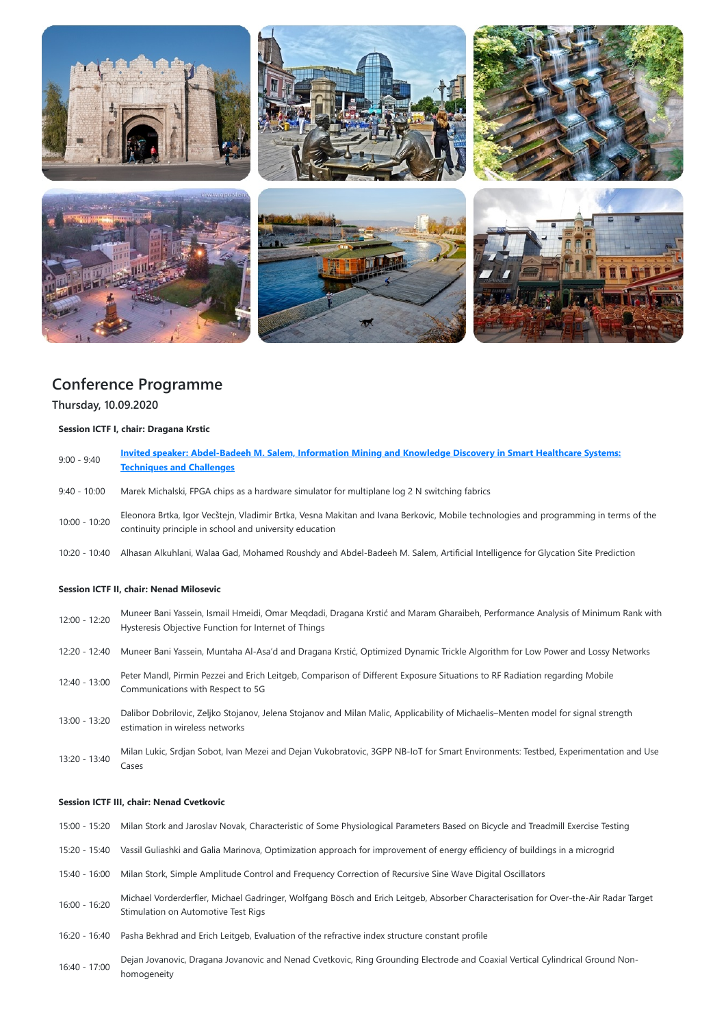## Conference Programme

### Thursday, 10.09.2020

**Session ICTF I, chair: Dragana Krstic**

| | |
|---|---|
| 9:00 - 9:40 | **Invited speaker: Abdel-Badeeh M. Salem, Information Mining and Knowledge Discovery in Smart Healthcare Systems: Techniques and Challenges** |
| 9:40 - 10:00 | Marek Michalski, FPGA chips as a hardware simulator for multiplane log 2 N switching fabrics |
| 10:00 - 10:20 | Eleonora Brtka, Igor Vecštejn, Vladimir Brtka, Vesna Makitan and Ivana Berkovic, Mobile technologies and programming in terms of the continuity principle in school and university education |
| 10:20 - 10:40 | Alhasan Alkuhlani, Walaa Gad, Mohamed Roushdy and Abdel-Badeeh M. Salem, Artificial Intelligence for Glycation Site Prediction |

**Session ICTF II, chair: Nenad Milosevic**

| | |
|---|---|
| 12:00 - 12:20 | Muneer Bani Yassein, Ismail Hmeidi, Omar Meqdadi, Dragana Krstić and Maram Gharaibeh, Performance Analysis of Minimum Rank with Hysteresis Objective Function for Internet of Things |
| 12:20 - 12:40 | Muneer Bani Yassein, Muntaha Al-Asa'd and Dragana Krstić, Optimized Dynamic Trickle Algorithm for Low Power and Lossy Networks |
| 12:40 - 13:00 | Peter Mandl, Pirmin Pezzei and Erich Leitgeb, Comparison of Different Exposure Situations to RF Radiation regarding Mobile Communications with Respect to 5G |
| 13:00 - 13:20 | Dalibor Dobrilovic, Zeljko Stojanov, Jelena Stojanov and Milan Malic, Applicability of Michaelis–Menten model for signal strength estimation in wireless networks |
| 13:20 - 13:40 | Milan Lukic, Srdjan Sobot, Ivan Mezei and Dejan Vukobratovic, 3GPP NB-IoT for Smart Environments: Testbed, Experimentation and Use Cases |

**Session ICTF III, chair: Nenad Cvetkovic**

| | |
|---|---|
| 15:00 - 15:20 | Milan Stork and Jaroslav Novak, Characteristic of Some Physiological Parameters Based on Bicycle and Treadmill Exercise Testing |
| 15:20 - 15:40 | Vassil Guliashki and Galia Marinova, Optimization approach for improvement of energy efficiency of buildings in a microgrid |
| 15:40 - 16:00 | Milan Stork, Simple Amplitude Control and Frequency Correction of Recursive Sine Wave Digital Oscillators |
| 16:00 - 16:20 | Michael Vorderderfler, Michael Gadringer, Wolfgang Bösch and Erich Leitgeb, Absorber Characterisation for Over-the-Air Radar Target Stimulation on Automotive Test Rigs |
| 16:20 - 16:40 | Pasha Bekhrad and Erich Leitgeb, Evaluation of the refractive index structure constant profile |
| 16:40 - 17:00 | Dejan Jovanovic, Dragana Jovanovic and Nenad Cvetkovic, Ring Grounding Electrode and Coaxial Vertical Cylindrical Ground Non-homogeneity |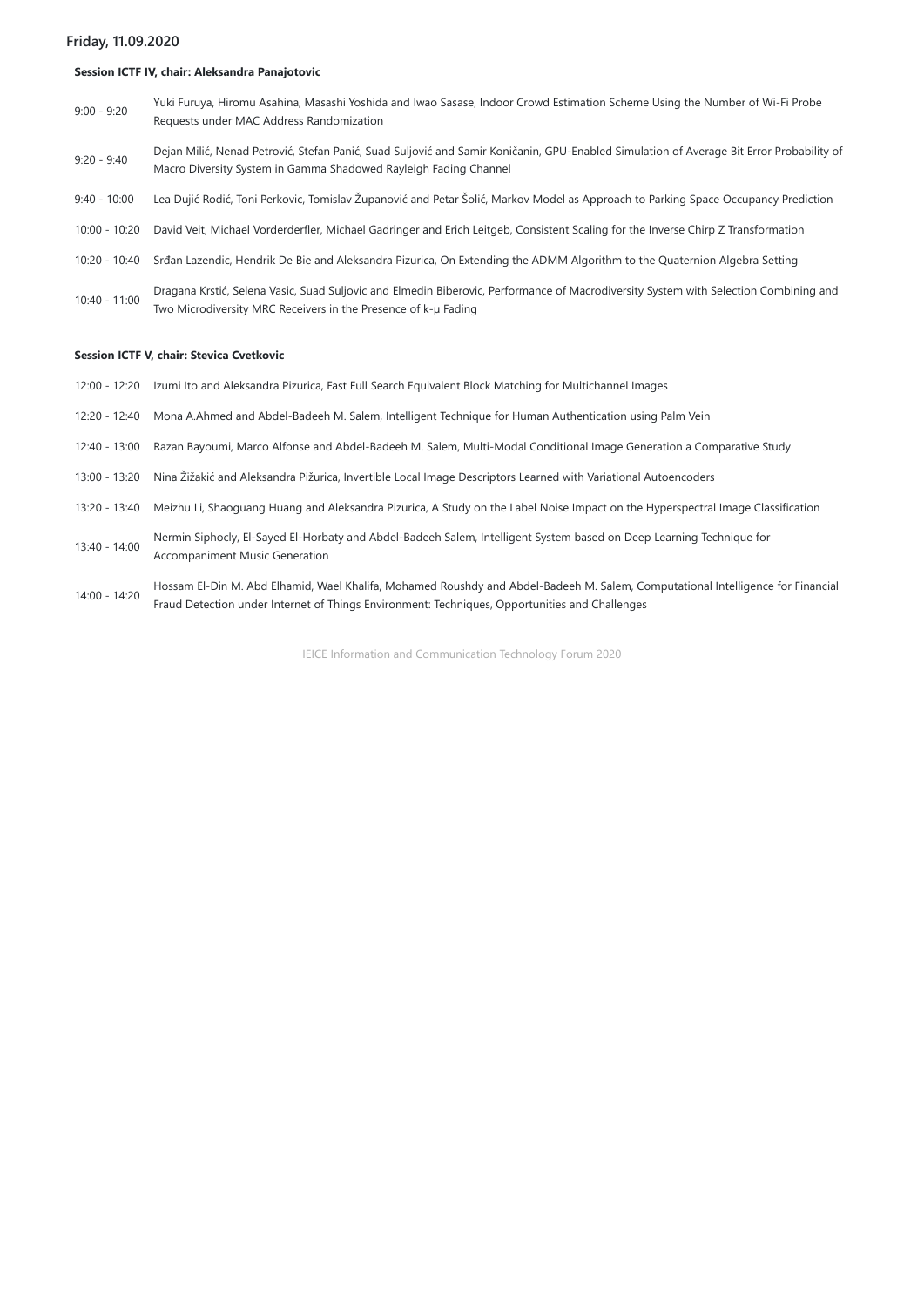## Friday, 11.09.2020

### Session ICTF IV, chair: Aleksandra Panajotovic

| | |
|---|---|
| 9:00 - 9:20 | Yuki Furuya, Hiromu Asahina, Masashi Yoshida and Iwao Sasase, Indoor Crowd Estimation Scheme Using the Number of Wi-Fi Probe Requests under MAC Address Randomization |
| 9:20 - 9:40 | Dejan Milić, Nenad Petrović, Stefan Panić, Suad Suljović and Samir Koničanin, GPU-Enabled Simulation of Average Bit Error Probability of Macro Diversity System in Gamma Shadowed Rayleigh Fading Channel |
| 9:40 - 10:00 | Lea Dujić Rodić, Toni Perkovic, Tomislav Županović and Petar Šolić, Markov Model as Approach to Parking Space Occupancy Prediction |
| 10:00 - 10:20 | David Veit, Michael Vorderderfler, Michael Gadringer and Erich Leitgeb, Consistent Scaling for the Inverse Chirp Z Transformation |
| 10:20 - 10:40 | Srđan Lazendic, Hendrik De Bie and Aleksandra Pizurica, On Extending the ADMM Algorithm to the Quaternion Algebra Setting |
| 10:40 - 11:00 | Dragana Krstić, Selena Vasic, Suad Suljovic and Elmedin Biberovic, Performance of Macrodiversity System with Selection Combining and Two Microdiversity MRC Receivers in the Presence of k-μ Fading |

### Session ICTF V, chair: Stevica Cvetkovic

| | |
|---|---|
| 12:00 - 12:20 | Izumi Ito and Aleksandra Pizurica, Fast Full Search Equivalent Block Matching for Multichannel Images |
| 12:20 - 12:40 | Mona A.Ahmed and Abdel-Badeeh M. Salem, Intelligent Technique for Human Authentication using Palm Vein |
| 12:40 - 13:00 | Razan Bayoumi, Marco Alfonse and Abdel-Badeeh M. Salem, Multi-Modal Conditional Image Generation a Comparative Study |
| 13:00 - 13:20 | Nina Žižakić and Aleksandra Pižurica, Invertible Local Image Descriptors Learned with Variational Autoencoders |
| 13:20 - 13:40 | Meizhu Li, Shaoguang Huang and Aleksandra Pizurica, A Study on the Label Noise Impact on the Hyperspectral Image Classification |
| 13:40 - 14:00 | Nermin Siphocly, El-Sayed El-Horbaty and Abdel-Badeeh Salem, Intelligent System based on Deep Learning Technique for Accompaniment Music Generation |
| 14:00 - 14:20 | Hossam El-Din M. Abd Elhamid, Wael Khalifa, Mohamed Roushdy and Abdel-Badeeh M. Salem, Computational Intelligence for Financial Fraud Detection under Internet of Things Environment: Techniques, Opportunities and Challenges |